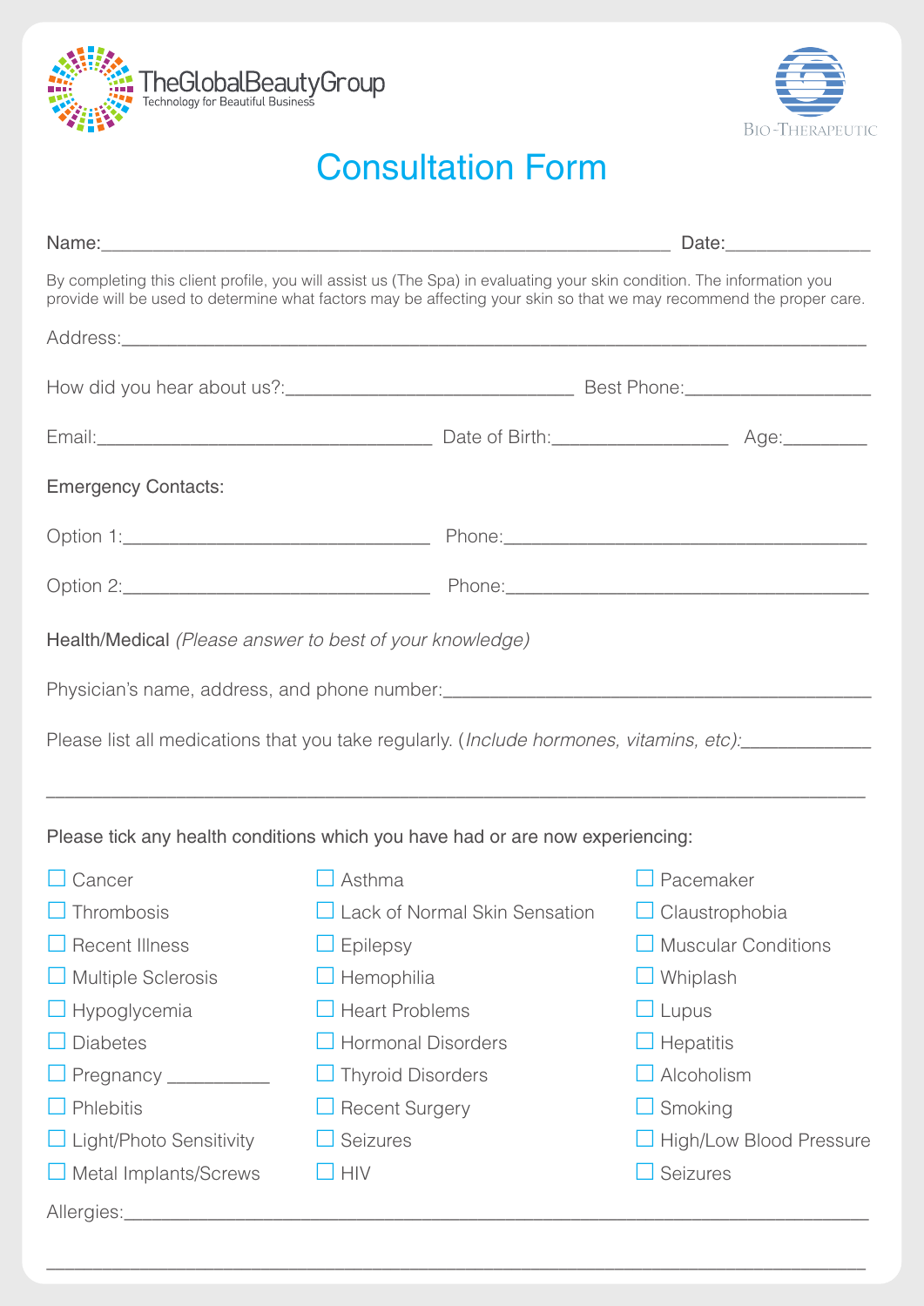TheGlobalBeautyGroup
Technology for Beautiful Business

Bio-Therapeutic

# Consultation Form

Name:______________________________________________________ Date:______________

By completing this client profile, you will assist us (The Spa) in evaluating your skin condition. The information you provide will be used to determine what factors may be affecting your skin so that we may recommend the proper care.

Address:________________________________________________________________________

How did you hear about us?:_____________________________ Best Phone:__________________

Email:_________________________________ Date of Birth:_________________ Age:________

Emergency Contacts:

Option 1:_____________________________ Phone:____________________________________

Option 2:_____________________________ Phone:____________________________________

Health/Medical *(Please answer to best of your knowledge)*

Physician's name, address, and phone number:________________________________________

Please list all medications that you take regularly. (*Include hormones, vitamins, etc):*_____________

________________________________________________________________________________

Please tick any health conditions which you have had or are now experiencing:

- ☐ Cancer
- ☐ Thrombosis
- ☐ Recent Illness
- ☐ Multiple Sclerosis
- ☐ Hypoglycemia
- ☐ Diabetes
- ☐ Pregnancy __________
- ☐ Phlebitis
- ☐ Light/Photo Sensitivity
- ☐ Metal Implants/Screws
- ☐ Asthma
- ☐ Lack of Normal Skin Sensation
- ☐ Epilepsy
- ☐ Hemophilia
- ☐ Heart Problems
- ☐ Hormonal Disorders
- ☐ Thyroid Disorders
- ☐ Recent Surgery
- ☐ Seizures
- ☐ HIV
- ☐ Pacemaker
- ☐ Claustrophobia
- ☐ Muscular Conditions
- ☐ Whiplash
- ☐ Lupus
- ☐ Hepatitis
- ☐ Alcoholism
- ☐ Smoking
- ☐ High/Low Blood Pressure
- ☐ Seizures

Allergies:______________________________________________________________________

________________________________________________________________________________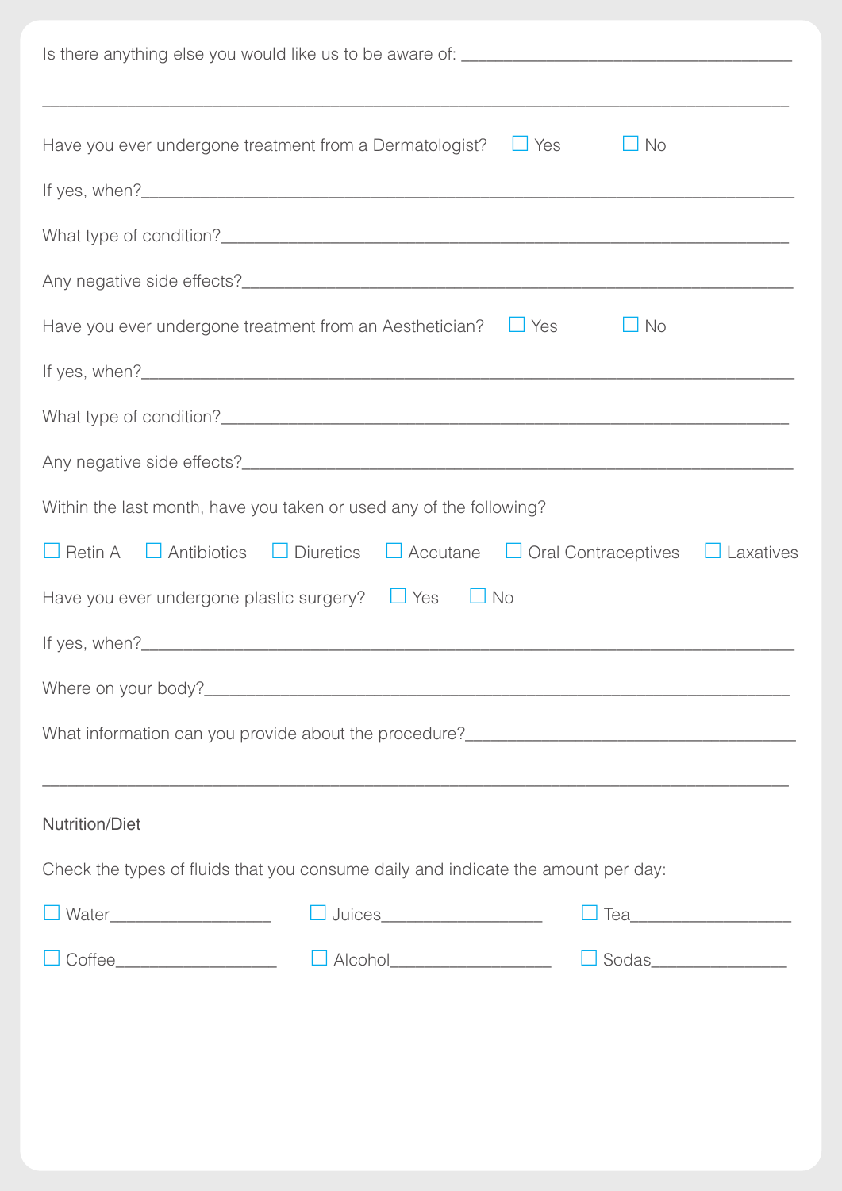Is there anything else you would like us to be aware of: ____________________________________

_________________________________________________________________________________

Have you ever undergone treatment from a Dermatologist? ☐ Yes ☐ No

If yes, when?_______________________________________________________________________

What type of condition?_______________________________________________________________

Any negative side effects?______________________________________________________________

Have you ever undergone treatment from an Aesthetician? ☐ Yes ☐ No

If yes, when?_______________________________________________________________________

What type of condition?_______________________________________________________________

Any negative side effects?______________________________________________________________

Within the last month, have you taken or used any of the following?

☐ Retin A ☐ Antibiotics ☐ Diuretics ☐ Accutane ☐ Oral Contraceptives ☐ Laxatives

Have you ever undergone plastic surgery? ☐ Yes ☐ No

If yes, when?_______________________________________________________________________

Where on your body?_________________________________________________________________

What information can you provide about the procedure?____________________________________

_________________________________________________________________________________

Nutrition/Diet

Check the types of fluids that you consume daily and indicate the amount per day:

☐ Water_________________ ☐ Juices_________________ ☐ Tea_________________

☐ Coffee_________________ ☐ Alcohol_________________ ☐ Sodas_______________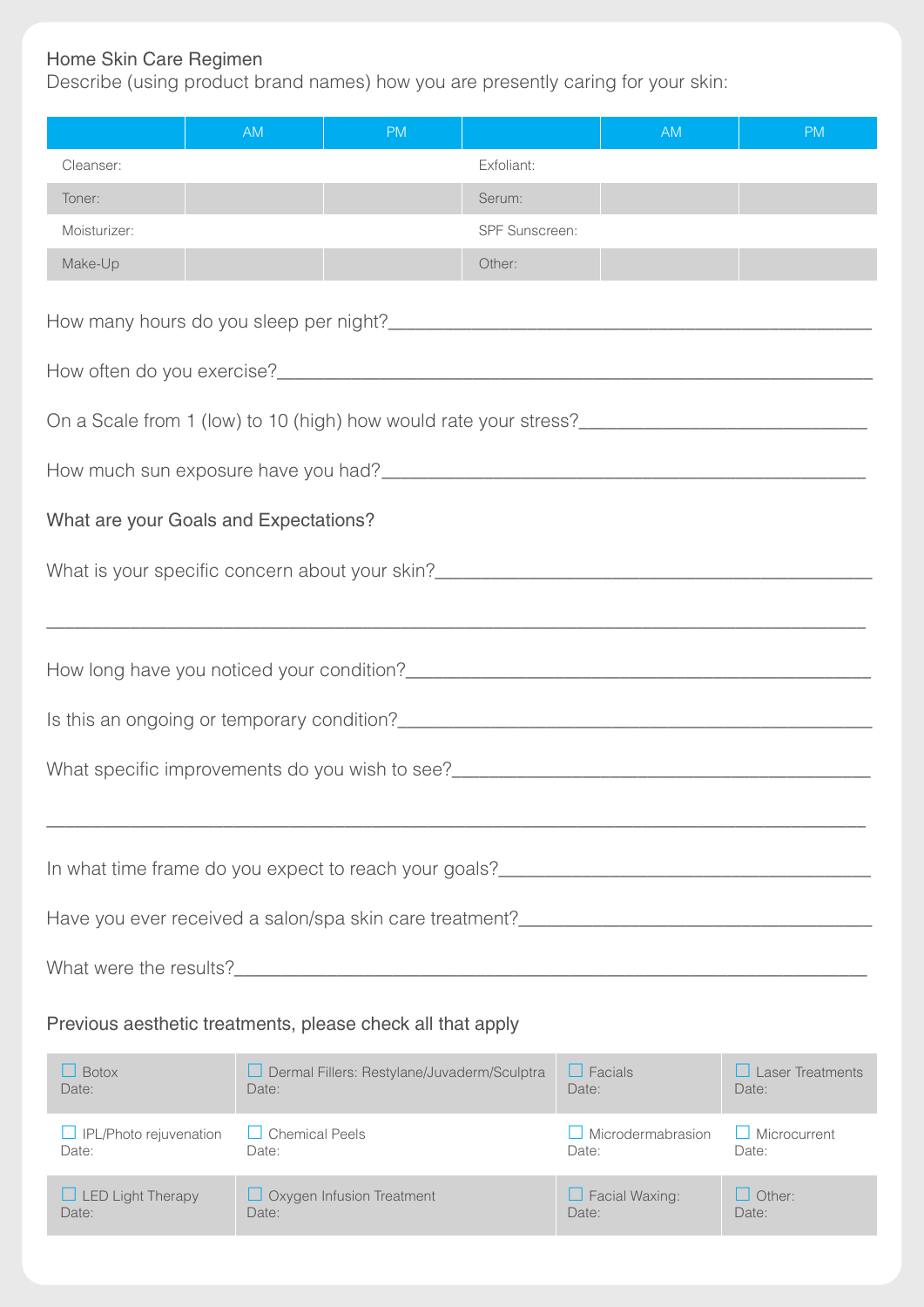Home Skin Care Regimen

Describe (using product brand names) how you are presently caring for your skin:

| | AM | PM | | AM | PM |
|---|---|---|---|---|---|
| Cleanser: | | | Exfoliant: | | |
| Toner: | | | Serum: | | |
| Moisturizer: | | | SPF Sunscreen: | | |
| Make-Up | | | Other: | | |

How many hours do you sleep per night?_______________________________________________

How often do you exercise?_______________________________________________

On a Scale from 1 (low) to 10 (high) how would rate your stress?_____________________________

How much sun exposure have you had?_______________________________________________

What are your Goals and Expectations?

What is your specific concern about your skin?_______________________________________________

_______________________________________________________________________________

How long have you noticed your condition?_______________________________________________

Is this an ongoing or temporary condition?_______________________________________________

What specific improvements do you wish to see?___________________________________________

_______________________________________________________________________________

In what time frame do you expect to reach your goals?______________________________________

Have you ever received a salon/spa skin care treatment?____________________________________

What were the results?_______________________________________________________________

Previous aesthetic treatments, please check all that apply

| | | | |
|---|---|---|---|
| ☐ Botox<br>Date: | ☐ Dermal Fillers: Restylane/Juvaderm/Sculptra<br>Date: | ☐ Facials<br>Date: | ☐ Laser Treatments<br>Date: |
| ☐ IPL/Photo rejuvenation<br>Date: | ☐ Chemical Peels<br>Date: | ☐ Microdermabrasion<br>Date: | ☐ Microcurrent<br>Date: |
| ☐ LED Light Therapy<br>Date: | ☐ Oxygen Infusion Treatment<br>Date: | ☐ Facial Waxing:<br>Date: | ☐ Other:<br>Date: |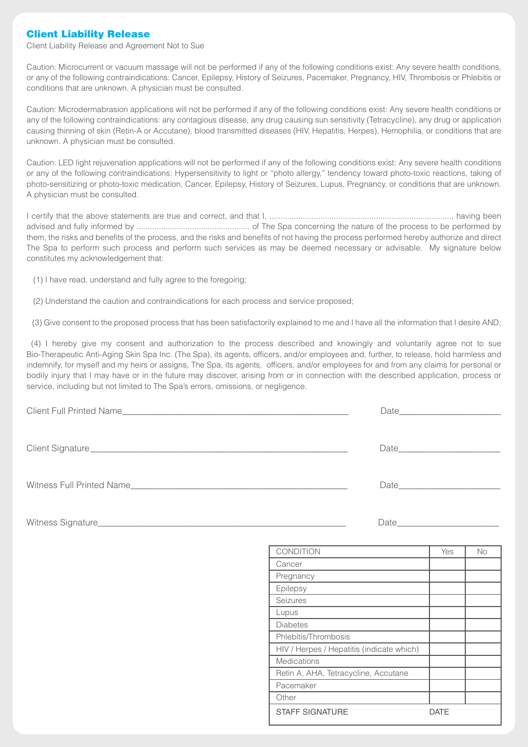## Client Liability Release

Client Liability Release and Agreement Not to Sue

Caution: Microcurrent or vacuum massage will not be performed if any of the following conditions exist: Any severe health conditions, or any of the following contraindications: Cancer, Epilepsy, History of Seizures, Pacemaker, Pregnancy, HIV, Thrombosis or Phlebitis or conditions that are unknown. A physician must be consulted.

Caution: Microdermabrasion applications will not be performed if any of the following conditions exist: Any severe health conditions or any of the following contraindications: any contagious disease, any drug causing sun sensitivity (Tetracycline), any drug or application causing thinning of skin (Retin-A or Accutane), blood transmitted diseases (HIV, Hepatitis, Herpes), Hemophilia, or conditions that are unknown. A physician must be consulted.

Caution: LED light rejuvenation applications will not be performed if any of the following conditions exist: Any severe health conditions or any of the following contraindications: Hypersensitivity to light or "photo allergy," tendency toward photo-toxic reactions, taking of photo-sensitizing or photo-toxic medication, Cancer, Epilepsy, History of Seizures, Lupus, Pregnancy, or conditions that are unknown. A physician must be consulted.

I certify that the above statements are true and correct, and that I, ................................................................................., having been advised and fully informed by .................................................. of The Spa concerning the nature of the process to be performed by them, the risks and benefits of the process, and the risks and benefits of not having the process performed hereby authorize and direct The Spa to perform such process and perform such services as may be deemed necessary or advisable. My signature below constitutes my acknowledgement that:

(1) I have read, understand and fully agree to the foregoing;

(2) Understand the caution and contraindications for each process and service proposed;

(3) Give consent to the proposed process that has been satisfactorily explained to me and I have all the information that I desire AND;

(4) I hereby give my consent and authorization to the process described and knowingly and voluntarily agree not to sue Bio-Therapeutic Anti-Aging Skin Spa Inc. (The Spa), its agents, officers, and/or employees and, further, to release, hold harmless and indemnify, for myself and my heirs or assigns, The Spa, its agents, officers, and/or employees for and from any claims for personal or bodily injury that I may have or in the future may discover, arising from or in connection with the described application, process or service, including but not limited to The Spa's errors, omissions, or negligence.

Client Full Printed Name_______________________________________________ Date_____________________

Client Signature______________________________________________________ Date_____________________

Witness Full Printed Name______________________________________________ Date_____________________

Witness Signature_____________________________________________________ Date_____________________

| CONDITION | Yes | No |
|---|---|---|
| Cancer | | |
| Pregnancy | | |
| Epilepsy | | |
| Seizures | | |
| Lupus | | |
| Diabetes | | |
| Phlebitis/Thrombosis | | |
| HIV / Herpes / Hepatitis (indicate which) | | |
| Medications | | |
| Retin A, AHA, Tetracycline, Accutane | | |
| Pacemaker | | |
| Other | | |
| STAFF SIGNATURE | DATE | |